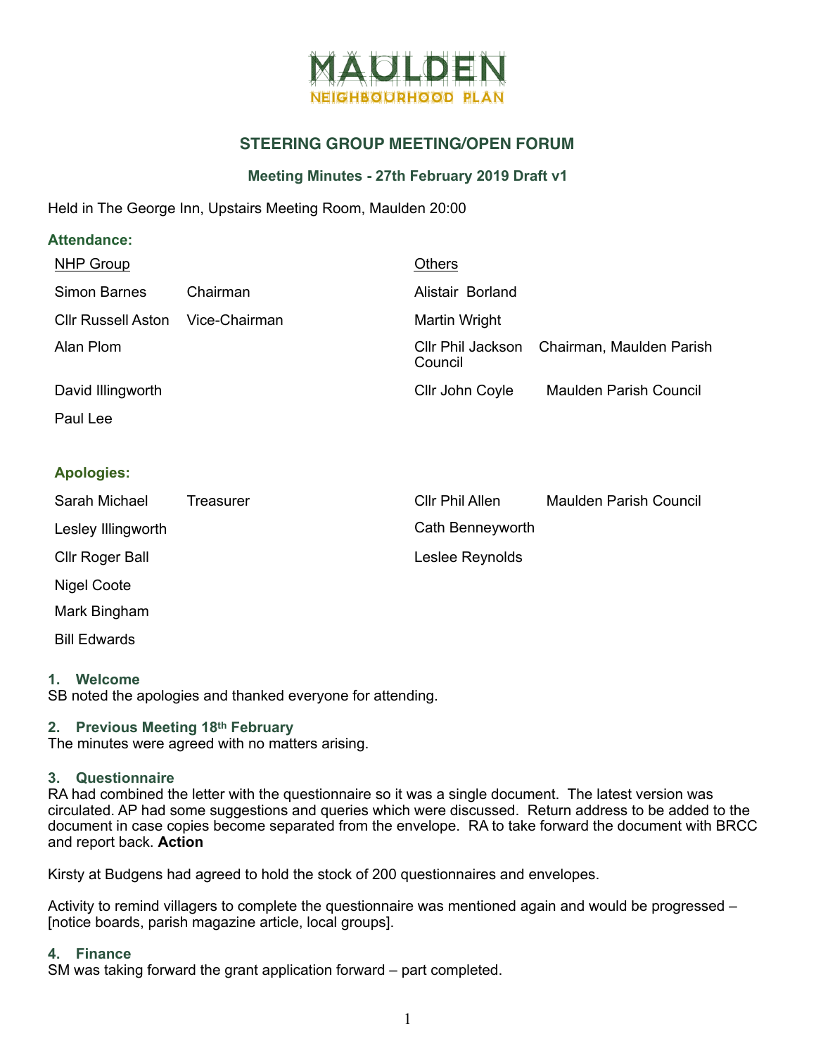# MAULDEN NEIGHBOURHOOD PLAN

## STEERING GROUP MEETING/OPEN FORUM

### Meeting Minutes - 27th February 2019 Draft v1

Held in The George Inn, Upstairs Meeting Room, Maulden 20:00

### Attendance:

| NHP Group | | Others | |
|---|---|---|---|
| Simon Barnes | Chairman | Alistair Borland | |
| Cllr Russell Aston | Vice-Chairman | Martin Wright | |
| Alan Plom | | Cllr Phil Jackson | Chairman, Maulden Parish Council |
| David Illingworth | | Cllr John Coyle | Maulden Parish Council |
| Paul Lee | | | |

### Apologies:

| | | | |
|---|---|---|---|
| Sarah Michael | Treasurer | Cllr Phil Allen | Maulden Parish Council |
| Lesley Illingworth | | Cath Benneyworth | |
| Cllr Roger Ball | | Leslee Reynolds | |
| Nigel Coote | | | |
| Mark Bingham | | | |
| Bill Edwards | | | |

### 1. Welcome

SB noted the apologies and thanked everyone for attending.

### 2. Previous Meeting 18th February

The minutes were agreed with no matters arising.

### 3. Questionnaire

RA had combined the letter with the questionnaire so it was a single document. The latest version was circulated. AP had some suggestions and queries which were discussed. Return address to be added to the document in case copies become separated from the envelope. RA to take forward the document with BRCC and report back. **Action**

Kirsty at Budgens had agreed to hold the stock of 200 questionnaires and envelopes.

Activity to remind villagers to complete the questionnaire was mentioned again and would be progressed – [notice boards, parish magazine article, local groups].

### 4. Finance

SM was taking forward the grant application forward – part completed.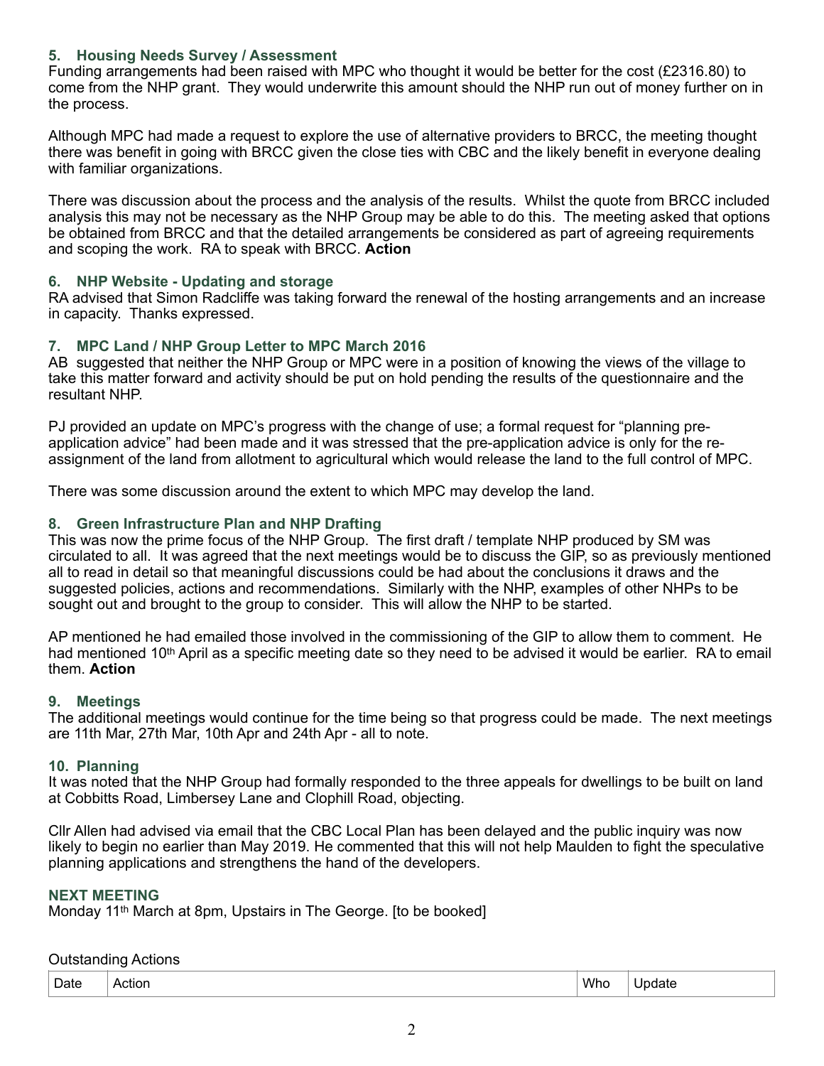### 5. Housing Needs Survey / Assessment

Funding arrangements had been raised with MPC who thought it would be better for the cost (£2316.80) to come from the NHP grant. They would underwrite this amount should the NHP run out of money further on in the process.

Although MPC had made a request to explore the use of alternative providers to BRCC, the meeting thought there was benefit in going with BRCC given the close ties with CBC and the likely benefit in everyone dealing with familiar organizations.

There was discussion about the process and the analysis of the results. Whilst the quote from BRCC included analysis this may not be necessary as the NHP Group may be able to do this. The meeting asked that options be obtained from BRCC and that the detailed arrangements be considered as part of agreeing requirements and scoping the work. RA to speak with BRCC. **Action**

### 6. NHP Website - Updating and storage

RA advised that Simon Radcliffe was taking forward the renewal of the hosting arrangements and an increase in capacity. Thanks expressed.

### 7. MPC Land / NHP Group Letter to MPC March 2016

AB suggested that neither the NHP Group or MPC were in a position of knowing the views of the village to take this matter forward and activity should be put on hold pending the results of the questionnaire and the resultant NHP.

PJ provided an update on MPC's progress with the change of use; a formal request for "planning pre-application advice" had been made and it was stressed that the pre-application advice is only for the re-assignment of the land from allotment to agricultural which would release the land to the full control of MPC.

There was some discussion around the extent to which MPC may develop the land.

### 8. Green Infrastructure Plan and NHP Drafting

This was now the prime focus of the NHP Group. The first draft / template NHP produced by SM was circulated to all. It was agreed that the next meetings would be to discuss the GIP, so as previously mentioned all to read in detail so that meaningful discussions could be had about the conclusions it draws and the suggested policies, actions and recommendations. Similarly with the NHP, examples of other NHPs to be sought out and brought to the group to consider. This will allow the NHP to be started.

AP mentioned he had emailed those involved in the commissioning of the GIP to allow them to comment. He had mentioned 10th April as a specific meeting date so they need to be advised it would be earlier. RA to email them. **Action**

### 9. Meetings

The additional meetings would continue for the time being so that progress could be made. The next meetings are 11th Mar, 27th Mar, 10th Apr and 24th Apr - all to note.

### 10. Planning

It was noted that the NHP Group had formally responded to the three appeals for dwellings to be built on land at Cobbitts Road, Limbersey Lane and Clophill Road, objecting.

Cllr Allen had advised via email that the CBC Local Plan has been delayed and the public inquiry was now likely to begin no earlier than May 2019. He commented that this will not help Maulden to fight the speculative planning applications and strengthens the hand of the developers.

### NEXT MEETING

Monday 11th March at 8pm, Upstairs in The George. [to be booked]

Outstanding Actions

| Date | Action | Who | Update |
|---|---|---|---|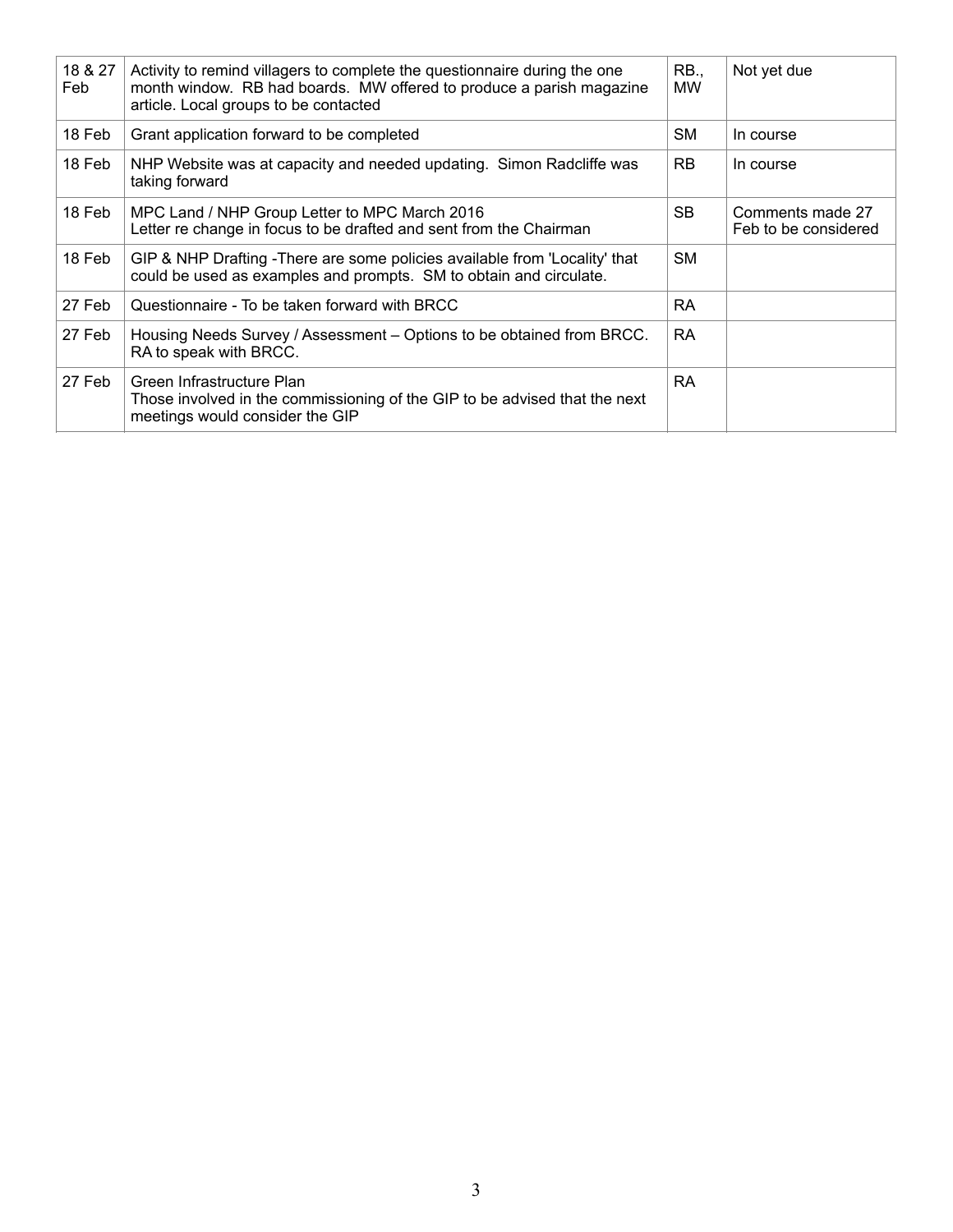| | | | |
|---|---|---|---|
| 18 & 27 Feb | Activity to remind villagers to complete the questionnaire during the one month window. RB had boards. MW offered to produce a parish magazine article. Local groups to be contacted | RB., MW | Not yet due |
| 18 Feb | Grant application forward to be completed | SM | In course |
| 18 Feb | NHP Website was at capacity and needed updating. Simon Radcliffe was taking forward | RB | In course |
| 18 Feb | MPC Land / NHP Group Letter to MPC March 2016<br>Letter re change in focus to be drafted and sent from the Chairman | SB | Comments made 27 Feb to be considered |
| 18 Feb | GIP & NHP Drafting -There are some policies available from 'Locality' that could be used as examples and prompts. SM to obtain and circulate. | SM | |
| 27 Feb | Questionnaire - To be taken forward with BRCC | RA | |
| 27 Feb | Housing Needs Survey / Assessment – Options to be obtained from BRCC. RA to speak with BRCC. | RA | |
| 27 Feb | Green Infrastructure Plan<br>Those involved in the commissioning of the GIP to be advised that the next meetings would consider the GIP | RA | |